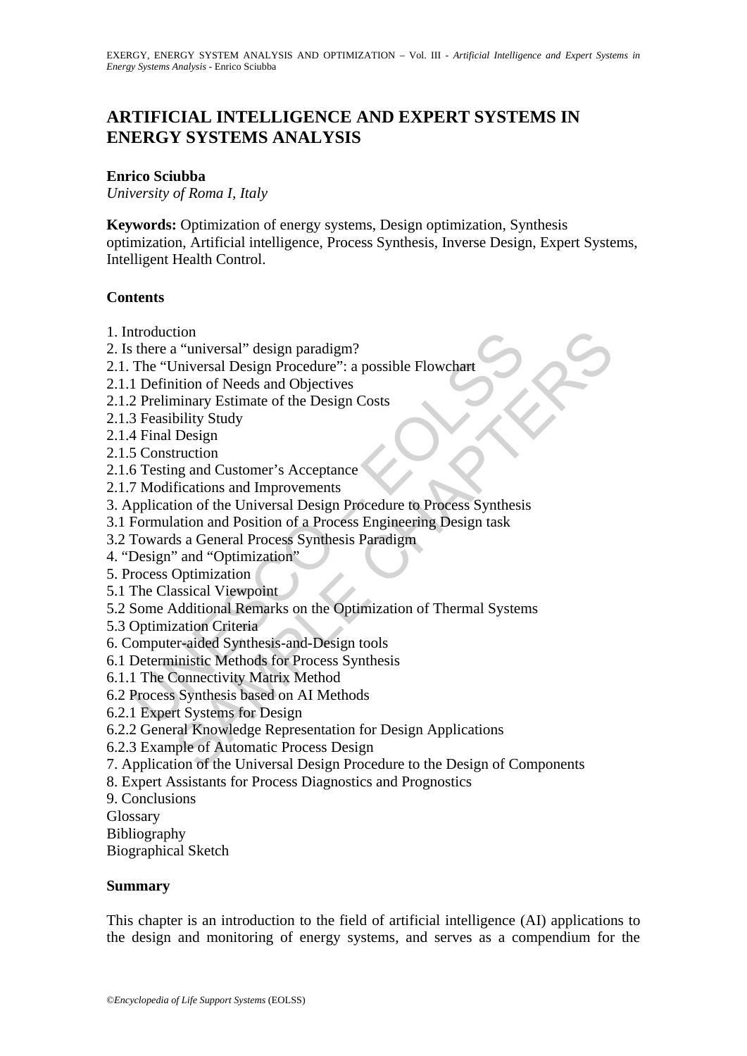# ARTIFICIAL INTELLIGENCE AND EXPERT SYSTEMS IN ENERGY SYSTEMS ANALYSIS

**Enrico Sciubba**

*University of Roma I, Italy*

**Keywords:** Optimization of energy systems, Design optimization, Synthesis optimization, Artificial intelligence, Process Synthesis, Inverse Design, Expert Systems, Intelligent Health Control.

**Contents**

1. Introduction
2. Is there a "universal" design paradigm?
2.1. The "Universal Design Procedure": a possible Flowchart
2.1.1 Definition of Needs and Objectives
2.1.2 Preliminary Estimate of the Design Costs
2.1.3 Feasibility Study
2.1.4 Final Design
2.1.5 Construction
2.1.6 Testing and Customer's Acceptance
2.1.7 Modifications and Improvements
3. Application of the Universal Design Procedure to Process Synthesis
3.1 Formulation and Position of a Process Engineering Design task
3.2 Towards a General Process Synthesis Paradigm
4. "Design" and "Optimization"
5. Process Optimization
5.1 The Classical Viewpoint
5.2 Some Additional Remarks on the Optimization of Thermal Systems
5.3 Optimization Criteria
6. Computer-aided Synthesis-and-Design tools
6.1 Deterministic Methods for Process Synthesis
6.1.1 The Connectivity Matrix Method
6.2 Process Synthesis based on AI Methods
6.2.1 Expert Systems for Design
6.2.2 General Knowledge Representation for Design Applications
6.2.3 Example of Automatic Process Design
7. Application of the Universal Design Procedure to the Design of Components
8. Expert Assistants for Process Diagnostics and Prognostics
9. Conclusions
Glossary
Bibliography
Biographical Sketch

**Summary**

This chapter is an introduction to the field of artificial intelligence (AI) applications to the design and monitoring of energy systems, and serves as a compendium for the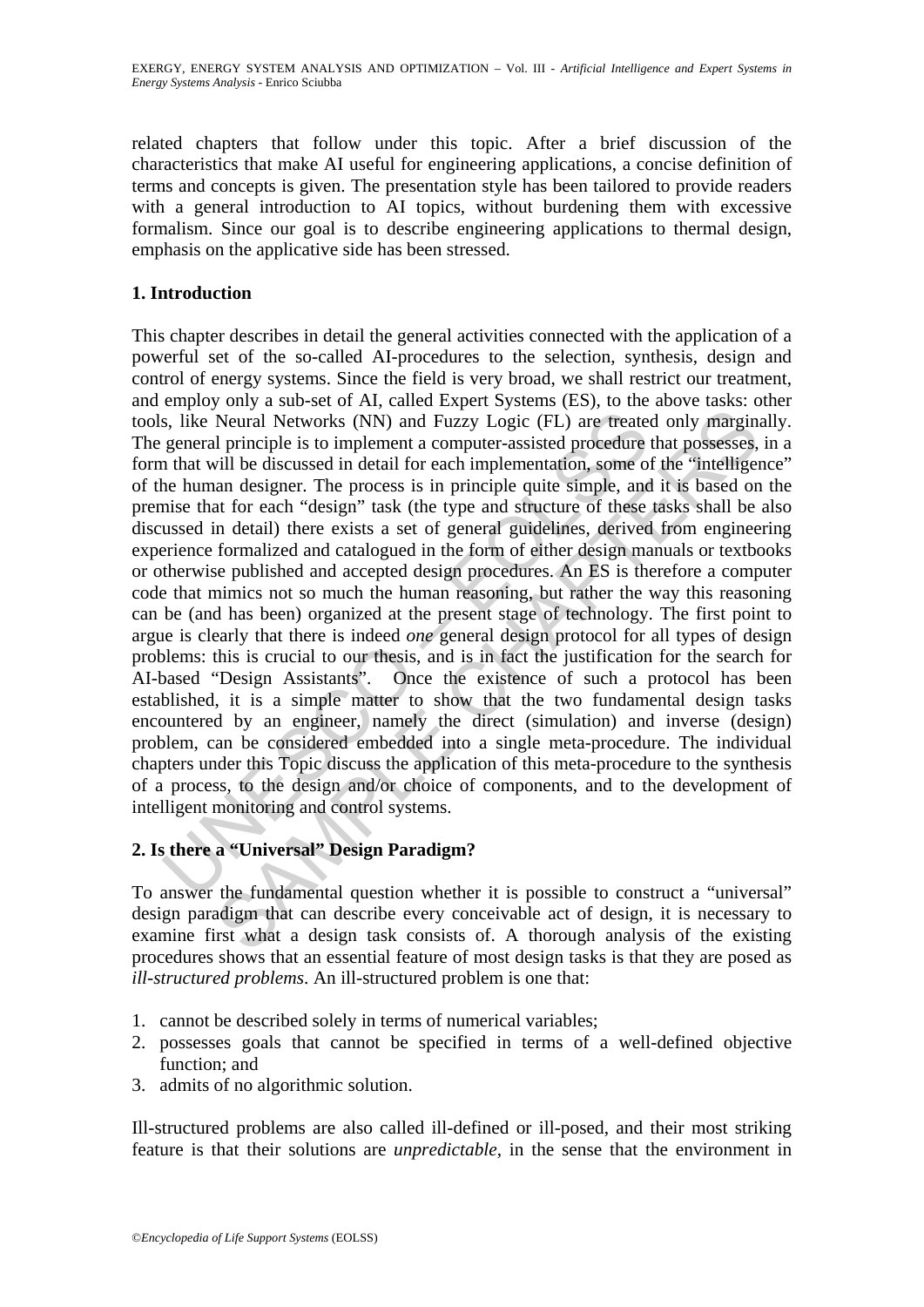related chapters that follow under this topic. After a brief discussion of the characteristics that make AI useful for engineering applications, a concise definition of terms and concepts is given. The presentation style has been tailored to provide readers with a general introduction to AI topics, without burdening them with excessive formalism. Since our goal is to describe engineering applications to thermal design, emphasis on the applicative side has been stressed.

## 1. Introduction

This chapter describes in detail the general activities connected with the application of a powerful set of the so-called AI-procedures to the selection, synthesis, design and control of energy systems. Since the field is very broad, we shall restrict our treatment, and employ only a sub-set of AI, called Expert Systems (ES), to the above tasks: other tools, like Neural Networks (NN) and Fuzzy Logic (FL) are treated only marginally. The general principle is to implement a computer-assisted procedure that possesses, in a form that will be discussed in detail for each implementation, some of the "intelligence" of the human designer. The process is in principle quite simple, and it is based on the premise that for each "design" task (the type and structure of these tasks shall be also discussed in detail) there exists a set of general guidelines, derived from engineering experience formalized and catalogued in the form of either design manuals or textbooks or otherwise published and accepted design procedures. An ES is therefore a computer code that mimics not so much the human reasoning, but rather the way this reasoning can be (and has been) organized at the present stage of technology. The first point to argue is clearly that there is indeed *one* general design protocol for all types of design problems: this is crucial to our thesis, and is in fact the justification for the search for AI-based "Design Assistants". Once the existence of such a protocol has been established, it is a simple matter to show that the two fundamental design tasks encountered by an engineer, namely the direct (simulation) and inverse (design) problem, can be considered embedded into a single meta-procedure. The individual chapters under this Topic discuss the application of this meta-procedure to the synthesis of a process, to the design and/or choice of components, and to the development of intelligent monitoring and control systems.

## 2. Is there a "Universal" Design Paradigm?

To answer the fundamental question whether it is possible to construct a "universal" design paradigm that can describe every conceivable act of design, it is necessary to examine first what a design task consists of. A thorough analysis of the existing procedures shows that an essential feature of most design tasks is that they are posed as *ill-structured problems*. An ill-structured problem is one that:

1. cannot be described solely in terms of numerical variables;
2. possesses goals that cannot be specified in terms of a well-defined objective function; and
3. admits of no algorithmic solution.

Ill-structured problems are also called ill-defined or ill-posed, and their most striking feature is that their solutions are *unpredictable*, in the sense that the environment in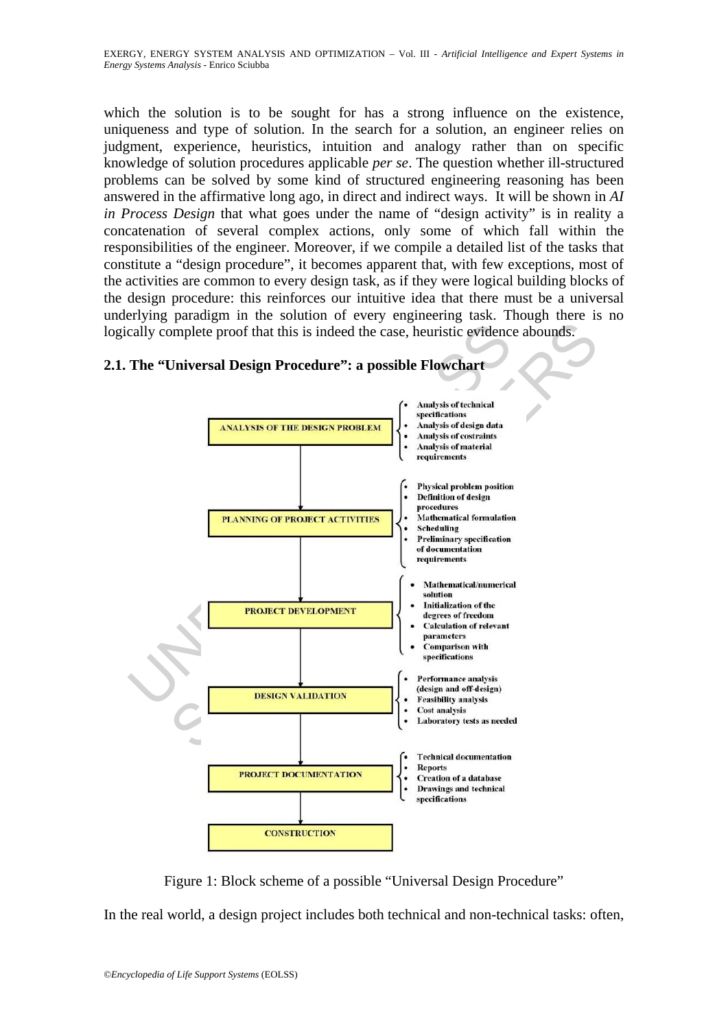which the solution is to be sought for has a strong influence on the existence, uniqueness and type of solution. In the search for a solution, an engineer relies on judgment, experience, heuristics, intuition and analogy rather than on specific knowledge of solution procedures applicable *per se*. The question whether ill-structured problems can be solved by some kind of structured engineering reasoning has been answered in the affirmative long ago, in direct and indirect ways. It will be shown in *AI in Process Design* that what goes under the name of "design activity" is in reality a concatenation of several complex actions, only some of which fall within the responsibilities of the engineer. Moreover, if we compile a detailed list of the tasks that constitute a "design procedure", it becomes apparent that, with few exceptions, most of the activities are common to every design task, as if they were logical building blocks of the design procedure: this reinforces our intuitive idea that there must be a universal underlying paradigm in the solution of every engineering task. Though there is no logically complete proof that this is indeed the case, heuristic evidence abounds.

## 2.1. The "Universal Design Procedure": a possible Flowchart

**ANALYSIS OF THE DESIGN PROBLEM**
- Analysis of technical specifications
- Analysis of design data
- Analysis of costraints
- Analysis of material requirements

**PLANNING OF PROJECT ACTIVITIES**
- Physical problem position
- Definition of design procedures
- Mathematical formulation
- Scheduling
- Preliminary specification of documentation requirements

**PROJECT DEVELOPMENT**
- Mathematical/numerical solution
- Initialization of the degrees of freedom
- Calculation of relevant parameters
- Comparison with specifications

**DESIGN VALIDATION**
- Performance analysis (design and off-design)
- Feasibility analysis
- Cost analysis
- Laboratory tests as needed

**PROJECT DOCUMENTATION**
- Technical documentation
- Reports
- Creation of a database
- Drawings and technical specifications

**CONSTRUCTION**

Figure 1: Block scheme of a possible "Universal Design Procedure"

In the real world, a design project includes both technical and non-technical tasks: often,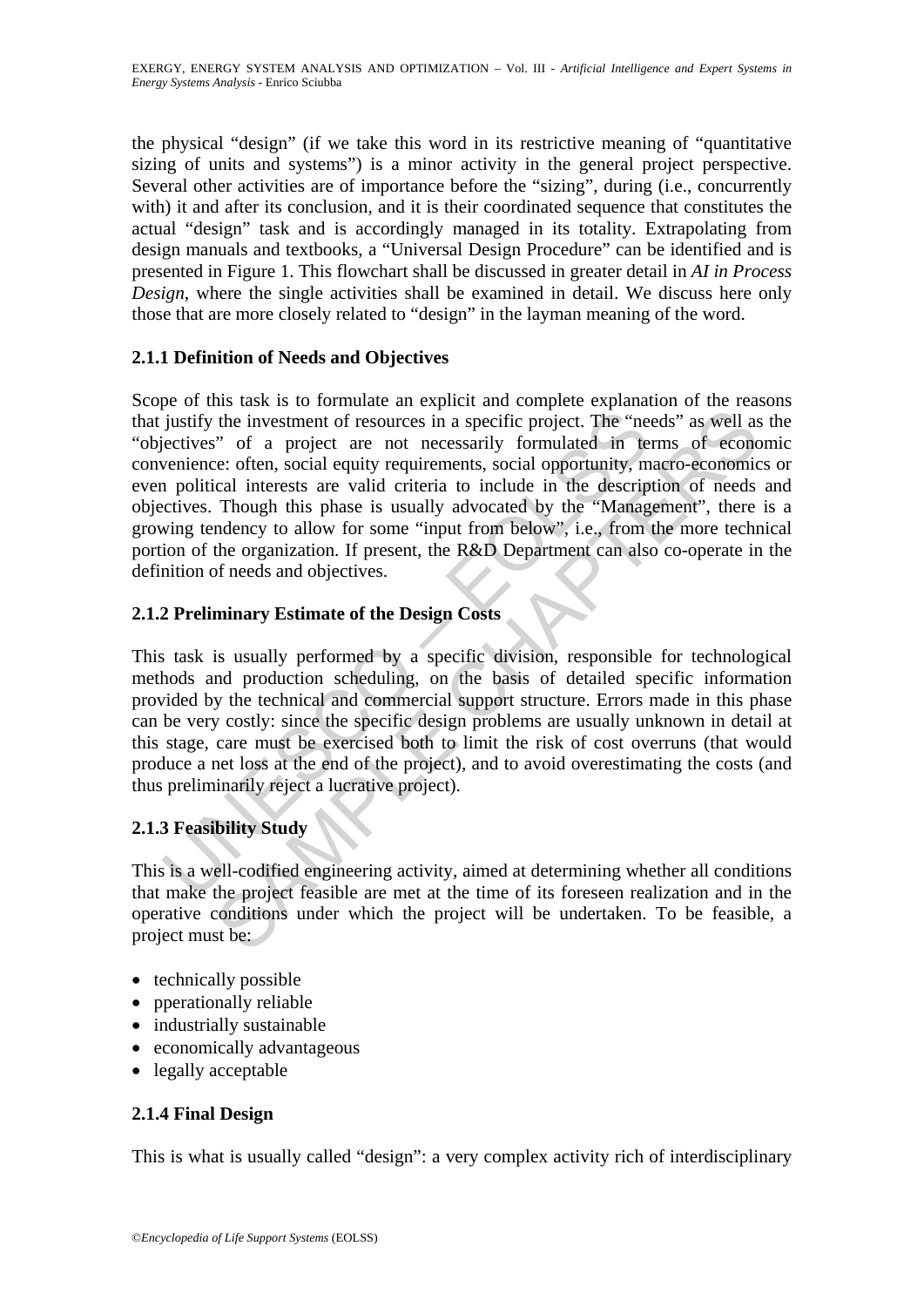the physical "design" (if we take this word in its restrictive meaning of "quantitative sizing of units and systems") is a minor activity in the general project perspective. Several other activities are of importance before the "sizing", during (i.e., concurrently with) it and after its conclusion, and it is their coordinated sequence that constitutes the actual "design" task and is accordingly managed in its totality. Extrapolating from design manuals and textbooks, a "Universal Design Procedure" can be identified and is presented in Figure 1. This flowchart shall be discussed in greater detail in *AI in Process Design*, where the single activities shall be examined in detail. We discuss here only those that are more closely related to "design" in the layman meaning of the word.

### 2.1.1 Definition of Needs and Objectives

Scope of this task is to formulate an explicit and complete explanation of the reasons that justify the investment of resources in a specific project. The "needs" as well as the "objectives" of a project are not necessarily formulated in terms of economic convenience: often, social equity requirements, social opportunity, macro-economics or even political interests are valid criteria to include in the description of needs and objectives. Though this phase is usually advocated by the "Management", there is a growing tendency to allow for some "input from below", i.e., from the more technical portion of the organization. If present, the R&D Department can also co-operate in the definition of needs and objectives.

### 2.1.2 Preliminary Estimate of the Design Costs

This task is usually performed by a specific division, responsible for technological methods and production scheduling, on the basis of detailed specific information provided by the technical and commercial support structure. Errors made in this phase can be very costly: since the specific design problems are usually unknown in detail at this stage, care must be exercised both to limit the risk of cost overruns (that would produce a net loss at the end of the project), and to avoid overestimating the costs (and thus preliminarily reject a lucrative project).

### 2.1.3 Feasibility Study

This is a well-codified engineering activity, aimed at determining whether all conditions that make the project feasible are met at the time of its foreseen realization and in the operative conditions under which the project will be undertaken. To be feasible, a project must be:

- technically possible
- pperationally reliable
- industrially sustainable
- economically advantageous
- legally acceptable

### 2.1.4 Final Design

This is what is usually called "design": a very complex activity rich of interdisciplinary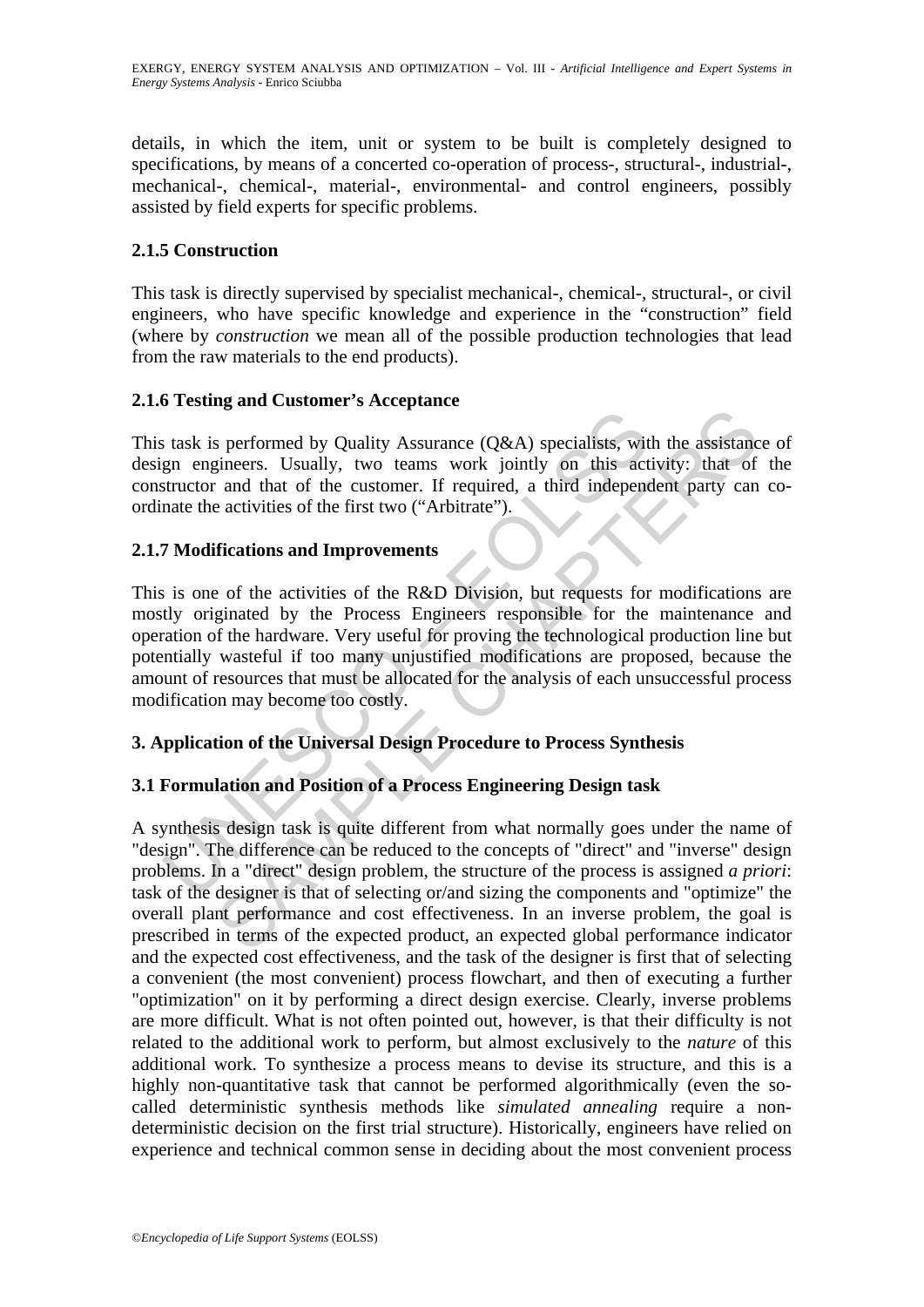details, in which the item, unit or system to be built is completely designed to specifications, by means of a concerted co-operation of process-, structural-, industrial-, mechanical-, chemical-, material-, environmental- and control engineers, possibly assisted by field experts for specific problems.

### 2.1.5 Construction

This task is directly supervised by specialist mechanical-, chemical-, structural-, or civil engineers, who have specific knowledge and experience in the "construction" field (where by *construction* we mean all of the possible production technologies that lead from the raw materials to the end products).

### 2.1.6 Testing and Customer's Acceptance

This task is performed by Quality Assurance (Q&A) specialists, with the assistance of design engineers. Usually, two teams work jointly on this activity: that of the constructor and that of the customer. If required, a third independent party can co-ordinate the activities of the first two ("Arbitrate").

### 2.1.7 Modifications and Improvements

This is one of the activities of the R&D Division, but requests for modifications are mostly originated by the Process Engineers responsible for the maintenance and operation of the hardware. Very useful for proving the technological production line but potentially wasteful if too many unjustified modifications are proposed, because the amount of resources that must be allocated for the analysis of each unsuccessful process modification may become too costly.

## 3. Application of the Universal Design Procedure to Process Synthesis

### 3.1 Formulation and Position of a Process Engineering Design task

A synthesis design task is quite different from what normally goes under the name of "design". The difference can be reduced to the concepts of "direct" and "inverse" design problems. In a "direct" design problem, the structure of the process is assigned *a priori*: task of the designer is that of selecting or/and sizing the components and "optimize" the overall plant performance and cost effectiveness. In an inverse problem, the goal is prescribed in terms of the expected product, an expected global performance indicator and the expected cost effectiveness, and the task of the designer is first that of selecting a convenient (the most convenient) process flowchart, and then of executing a further "optimization" on it by performing a direct design exercise. Clearly, inverse problems are more difficult. What is not often pointed out, however, is that their difficulty is not related to the additional work to perform, but almost exclusively to the *nature* of this additional work. To synthesize a process means to devise its structure, and this is a highly non-quantitative task that cannot be performed algorithmically (even the so-called deterministic synthesis methods like *simulated annealing* require a non-deterministic decision on the first trial structure). Historically, engineers have relied on experience and technical common sense in deciding about the most convenient process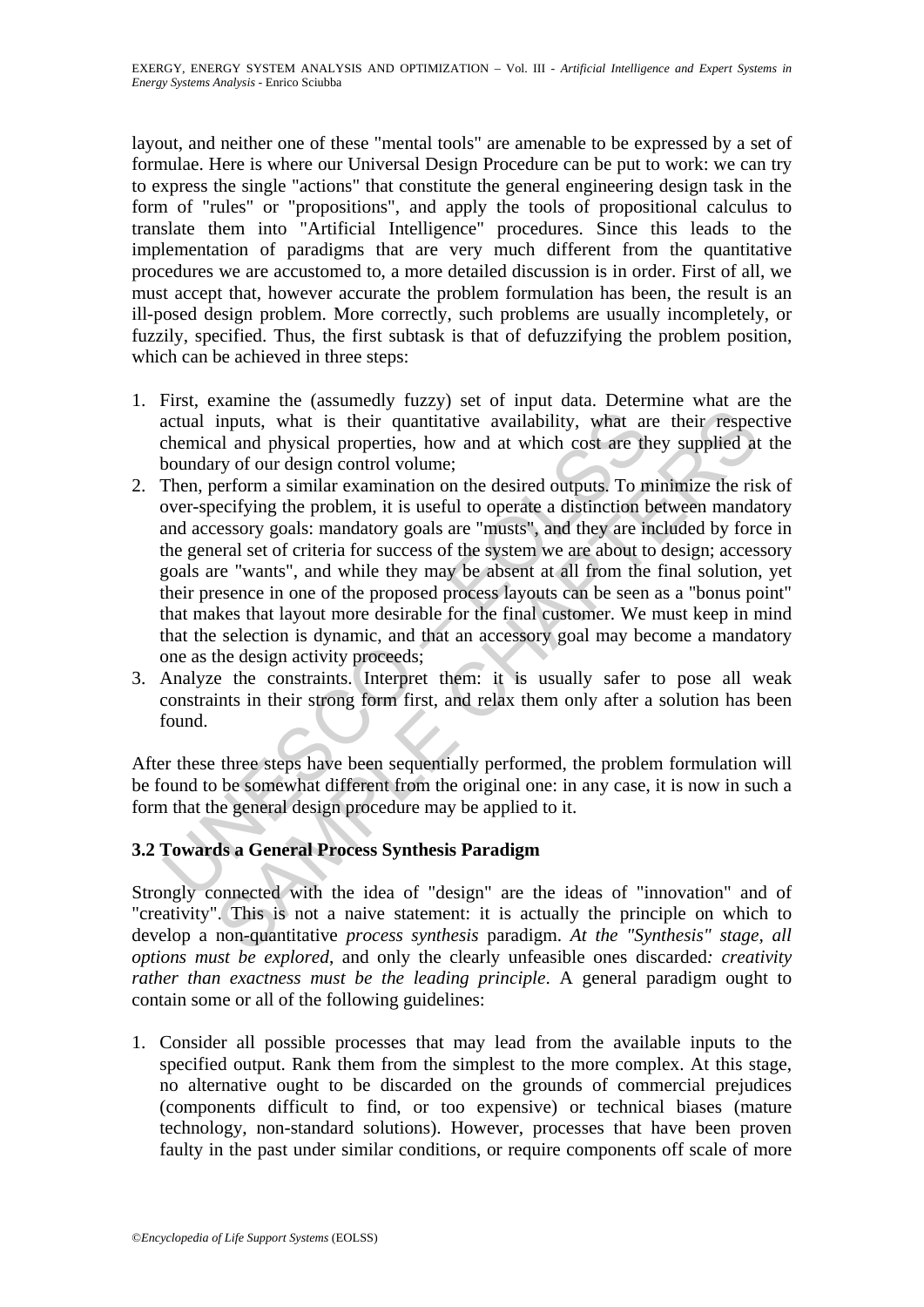layout, and neither one of these "mental tools" are amenable to be expressed by a set of formulae. Here is where our Universal Design Procedure can be put to work: we can try to express the single "actions" that constitute the general engineering design task in the form of "rules" or "propositions", and apply the tools of propositional calculus to translate them into "Artificial Intelligence" procedures. Since this leads to the implementation of paradigms that are very much different from the quantitative procedures we are accustomed to, a more detailed discussion is in order. First of all, we must accept that, however accurate the problem formulation has been, the result is an ill-posed design problem. More correctly, such problems are usually incompletely, or fuzzily, specified. Thus, the first subtask is that of defuzzifying the problem position, which can be achieved in three steps:

1. First, examine the (assumedly fuzzy) set of input data. Determine what are the actual inputs, what is their quantitative availability, what are their respective chemical and physical properties, how and at which cost are they supplied at the boundary of our design control volume;
2. Then, perform a similar examination on the desired outputs. To minimize the risk of over-specifying the problem, it is useful to operate a distinction between mandatory and accessory goals: mandatory goals are "musts", and they are included by force in the general set of criteria for success of the system we are about to design; accessory goals are "wants", and while they may be absent at all from the final solution, yet their presence in one of the proposed process layouts can be seen as a "bonus point" that makes that layout more desirable for the final customer. We must keep in mind that the selection is dynamic, and that an accessory goal may become a mandatory one as the design activity proceeds;
3. Analyze the constraints. Interpret them: it is usually safer to pose all weak constraints in their strong form first, and relax them only after a solution has been found.

After these three steps have been sequentially performed, the problem formulation will be found to be somewhat different from the original one: in any case, it is now in such a form that the general design procedure may be applied to it.

### 3.2 Towards a General Process Synthesis Paradigm

Strongly connected with the idea of "design" are the ideas of "innovation" and of "creativity". This is not a naive statement: it is actually the principle on which to develop a non-quantitative *process synthesis* paradigm. *At the "Synthesis" stage, all options must be explored*, and only the clearly unfeasible ones discarded*: creativity rather than exactness must be the leading principle*. A general paradigm ought to contain some or all of the following guidelines:

1. Consider all possible processes that may lead from the available inputs to the specified output. Rank them from the simplest to the more complex. At this stage, no alternative ought to be discarded on the grounds of commercial prejudices (components difficult to find, or too expensive) or technical biases (mature technology, non-standard solutions). However, processes that have been proven faulty in the past under similar conditions, or require components off scale of more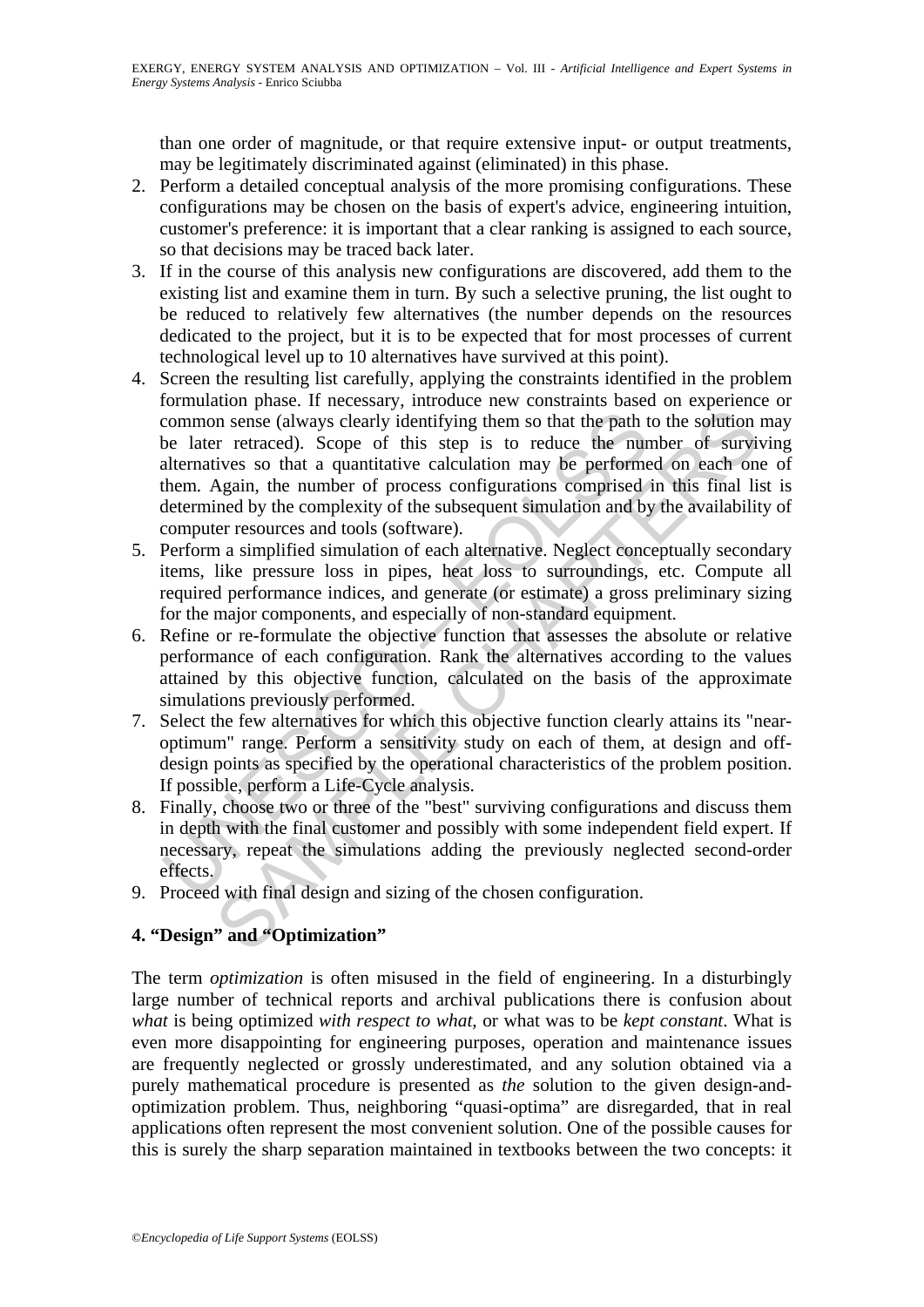than one order of magnitude, or that require extensive input- or output treatments, may be legitimately discriminated against (eliminated) in this phase.

2. Perform a detailed conceptual analysis of the more promising configurations. These configurations may be chosen on the basis of expert's advice, engineering intuition, customer's preference: it is important that a clear ranking is assigned to each source, so that decisions may be traced back later.
3. If in the course of this analysis new configurations are discovered, add them to the existing list and examine them in turn. By such a selective pruning, the list ought to be reduced to relatively few alternatives (the number depends on the resources dedicated to the project, but it is to be expected that for most processes of current technological level up to 10 alternatives have survived at this point).
4. Screen the resulting list carefully, applying the constraints identified in the problem formulation phase. If necessary, introduce new constraints based on experience or common sense (always clearly identifying them so that the path to the solution may be later retraced). Scope of this step is to reduce the number of surviving alternatives so that a quantitative calculation may be performed on each one of them. Again, the number of process configurations comprised in this final list is determined by the complexity of the subsequent simulation and by the availability of computer resources and tools (software).
5. Perform a simplified simulation of each alternative. Neglect conceptually secondary items, like pressure loss in pipes, heat loss to surroundings, etc. Compute all required performance indices, and generate (or estimate) a gross preliminary sizing for the major components, and especially of non-standard equipment.
6. Refine or re-formulate the objective function that assesses the absolute or relative performance of each configuration. Rank the alternatives according to the values attained by this objective function, calculated on the basis of the approximate simulations previously performed.
7. Select the few alternatives for which this objective function clearly attains its "near-optimum" range. Perform a sensitivity study on each of them, at design and off-design points as specified by the operational characteristics of the problem position. If possible, perform a Life-Cycle analysis.
8. Finally, choose two or three of the "best" surviving configurations and discuss them in depth with the final customer and possibly with some independent field expert. If necessary, repeat the simulations adding the previously neglected second-order effects.
9. Proceed with final design and sizing of the chosen configuration.

## 4. "Design" and "Optimization"

The term *optimization* is often misused in the field of engineering. In a disturbingly large number of technical reports and archival publications there is confusion about *what* is being optimized *with respect to what*, or what was to be *kept constant*. What is even more disappointing for engineering purposes, operation and maintenance issues are frequently neglected or grossly underestimated, and any solution obtained via a purely mathematical procedure is presented as *the* solution to the given design-and-optimization problem. Thus, neighboring "quasi-optima" are disregarded, that in real applications often represent the most convenient solution. One of the possible causes for this is surely the sharp separation maintained in textbooks between the two concepts: it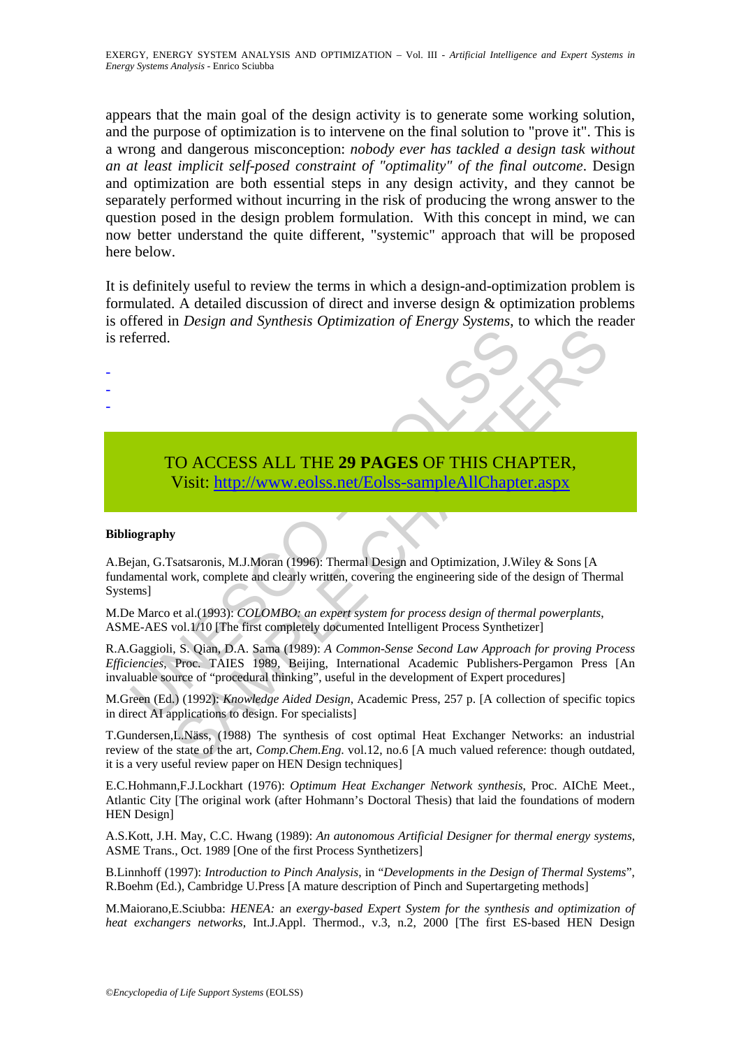appears that the main goal of the design activity is to generate some working solution, and the purpose of optimization is to intervene on the final solution to "prove it". This is a wrong and dangerous misconception: *nobody ever has tackled a design task without an at least implicit self-posed constraint of "optimality" of the final outcome*. Design and optimization are both essential steps in any design activity, and they cannot be separately performed without incurring in the risk of producing the wrong answer to the question posed in the design problem formulation. With this concept in mind, we can now better understand the quite different, "systemic" approach that will be proposed here below.

It is definitely useful to review the terms in which a design-and-optimization problem is formulated. A detailed discussion of direct and inverse design & optimization problems is offered in *Design and Synthesis Optimization of Energy Systems*, to which the reader is referred.

-
-
-

TO ACCESS ALL THE **29 PAGES** OF THIS CHAPTER,
Visit: http://www.eolss.net/Eolss-sampleAllChapter.aspx

**Bibliography**

A.Bejan, G.Tsatsaronis, M.J.Moran (1996): Thermal Design and Optimization, J.Wiley & Sons [A fundamental work, complete and clearly written, covering the engineering side of the design of Thermal Systems]

M.De Marco et al.(1993): *COLOMBO: an expert system for process design of thermal powerplants*, ASME-AES vol.1/10 [The first completely documented Intelligent Process Synthetizer]

R.A.Gaggioli, S. Qian, D.A. Sama (1989): *A Common-Sense Second Law Approach for proving Process Efficiencies*, Proc. TAIES 1989, Beijing, International Academic Publishers-Pergamon Press [An invaluable source of "procedural thinking", useful in the development of Expert procedures]

M.Green (Ed.) (1992): *Knowledge Aided Design*, Academic Press, 257 p. [A collection of specific topics in direct AI applications to design. For specialists]

T.Gundersen,L.Näss, (1988) The synthesis of cost optimal Heat Exchanger Networks: an industrial review of the state of the art, *Comp.Chem.Eng.* vol.12, no.6 [A much valued reference: though outdated, it is a very useful review paper on HEN Design techniques]

E.C.Hohmann,F.J.Lockhart (1976): *Optimum Heat Exchanger Network synthesis*, Proc. AIChE Meet., Atlantic City [The original work (after Hohmann's Doctoral Thesis) that laid the foundations of modern HEN Design]

A.S.Kott, J.H. May, C.C. Hwang (1989): *An autonomous Artificial Designer for thermal energy systems*, ASME Trans., Oct. 1989 [One of the first Process Synthetizers]

B.Linnhoff (1997): *Introduction to Pinch Analysis*, in "*Developments in the Design of Thermal Systems*", R.Boehm (Ed.), Cambridge U.Press [A mature description of Pinch and Supertargeting methods]

M.Maiorano,E.Sciubba: *HENEA: an exergy-based Expert System for the synthesis and optimization of heat exchangers networks*, Int.J.Appl. Thermod., v.3, n.2, 2000 [The first ES-based HEN Design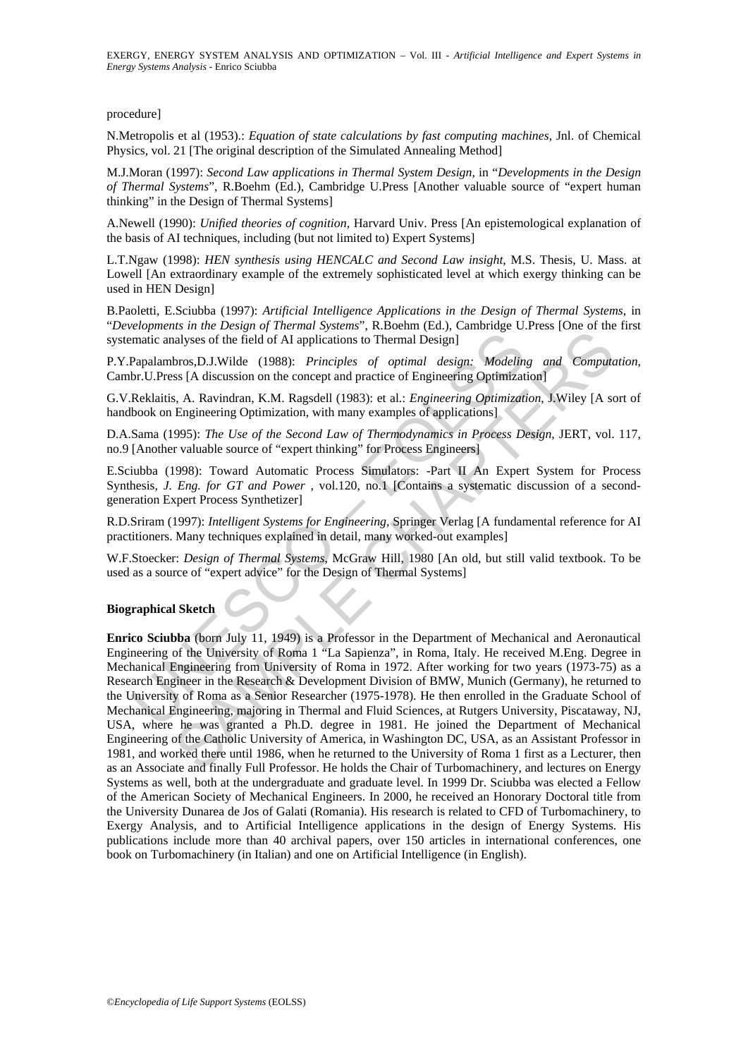procedure]

N.Metropolis et al (1953).: *Equation of state calculations by fast computing machines*, Jnl. of Chemical Physics, vol. 21 [The original description of the Simulated Annealing Method]

M.J.Moran (1997): *Second Law applications in Thermal System Design*, in "*Developments in the Design of Thermal Systems*", R.Boehm (Ed.), Cambridge U.Press [Another valuable source of "expert human thinking" in the Design of Thermal Systems]

A.Newell (1990): *Unified theories of cognition*, Harvard Univ. Press [An epistemological explanation of the basis of AI techniques, including (but not limited to) Expert Systems]

L.T.Ngaw (1998): *HEN synthesis using HENCALC and Second Law insight*, M.S. Thesis, U. Mass. at Lowell [An extraordinary example of the extremely sophisticated level at which exergy thinking can be used in HEN Design]

B.Paoletti, E.Sciubba (1997): *Artificial Intelligence Applications in the Design of Thermal Systems*, in "*Developments in the Design of Thermal Systems*", R.Boehm (Ed.), Cambridge U.Press [One of the first systematic analyses of the field of AI applications to Thermal Design]

P.Y.Papalambros,D.J.Wilde (1988): *Principles of optimal design: Modeling and Computation*, Cambr.U.Press [A discussion on the concept and practice of Engineering Optimization]

G.V.Reklaitis, A. Ravindran, K.M. Ragsdell (1983): et al.: *Engineering Optimization*, J.Wiley [A sort of handbook on Engineering Optimization, with many examples of applications]

D.A.Sama (1995): *The Use of the Second Law of Thermodynamics in Process Design*, JERT, vol. 117, no.9 [Another valuable source of "expert thinking" for Process Engineers]

E.Sciubba (1998): Toward Automatic Process Simulators: -Part II An Expert System for Process Synthesis, *J. Eng. for GT and Power* , vol.120, no.1 [Contains a systematic discussion of a second-generation Expert Process Synthetizer]

R.D.Sriram (1997): *Intelligent Systems for Engineering*, Springer Verlag [A fundamental reference for AI practitioners. Many techniques explained in detail, many worked-out examples]

W.F.Stoecker: *Design of Thermal Systems*, McGraw Hill, 1980 [An old, but still valid textbook. To be used as a source of "expert advice" for the Design of Thermal Systems]

**Biographical Sketch**

**Enrico Sciubba** (born July 11, 1949) is a Professor in the Department of Mechanical and Aeronautical Engineering of the University of Roma 1 "La Sapienza", in Roma, Italy. He received M.Eng. Degree in Mechanical Engineering from University of Roma in 1972. After working for two years (1973-75) as a Research Engineer in the Research & Development Division of BMW, Munich (Germany), he returned to the University of Roma as a Senior Researcher (1975-1978). He then enrolled in the Graduate School of Mechanical Engineering, majoring in Thermal and Fluid Sciences, at Rutgers University, Piscataway, NJ, USA, where he was granted a Ph.D. degree in 1981. He joined the Department of Mechanical Engineering of the Catholic University of America, in Washington DC, USA, as an Assistant Professor in 1981, and worked there until 1986, when he returned to the University of Roma 1 first as a Lecturer, then as an Associate and finally Full Professor. He holds the Chair of Turbomachinery, and lectures on Energy Systems as well, both at the undergraduate and graduate level. In 1999 Dr. Sciubba was elected a Fellow of the American Society of Mechanical Engineers. In 2000, he received an Honorary Doctoral title from the University Dunarea de Jos of Galati (Romania). His research is related to CFD of Turbomachinery, to Exergy Analysis, and to Artificial Intelligence applications in the design of Energy Systems. His publications include more than 40 archival papers, over 150 articles in international conferences, one book on Turbomachinery (in Italian) and one on Artificial Intelligence (in English).